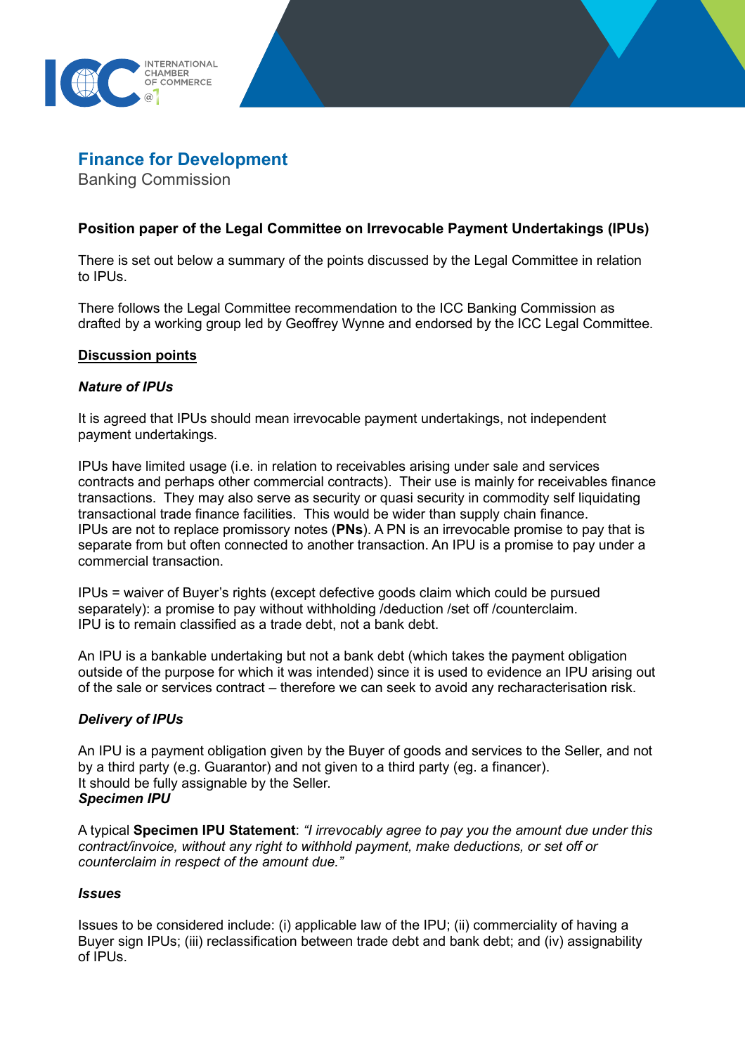# Finance for Development

Banking Commission

**Position paper of the Legal Committee on Irrevocable Payment Undertakings (IPUs)**

There is set out below a summary of the points discussed by the Legal Committee in relation to IPUs.

There follows the Legal Committee recommendation to the ICC Banking Commission as drafted by a working group led by Geoffrey Wynne and endorsed by the ICC Legal Committee.

## <u>Discussion points</u>

### *Nature of IPUs*

It is agreed that IPUs should mean irrevocable payment undertakings, not independent payment undertakings.

IPUs have limited usage (i.e. in relation to receivables arising under sale and services contracts and perhaps other commercial contracts). Their use is mainly for receivables finance transactions. They may also serve as security or quasi security in commodity self liquidating transactional trade finance facilities. This would be wider than supply chain finance.
IPUs are not to replace promissory notes (**PNs**). A PN is an irrevocable promise to pay that is separate from but often connected to another transaction. An IPU is a promise to pay under a commercial transaction.

IPUs = waiver of Buyer's rights (except defective goods claim which could be pursued separately): a promise to pay without withholding /deduction /set off /counterclaim.
IPU is to remain classified as a trade debt, not a bank debt.

An IPU is a bankable undertaking but not a bank debt (which takes the payment obligation outside of the purpose for which it was intended) since it is used to evidence an IPU arising out of the sale or services contract – therefore we can seek to avoid any recharacterisation risk.

### *Delivery of IPUs*

An IPU is a payment obligation given by the Buyer of goods and services to the Seller, and not by a third party (e.g. Guarantor) and not given to a third party (eg. a financer).
It should be fully assignable by the Seller.

### *Specimen IPU*

A typical **Specimen IPU Statement**: *"I irrevocably agree to pay you the amount due under this contract/invoice, without any right to withhold payment, make deductions, or set off or counterclaim in respect of the amount due."*

### *Issues*

Issues to be considered include: (i) applicable law of the IPU; (ii) commerciality of having a Buyer sign IPUs; (iii) reclassification between trade debt and bank debt; and (iv) assignability of IPUs.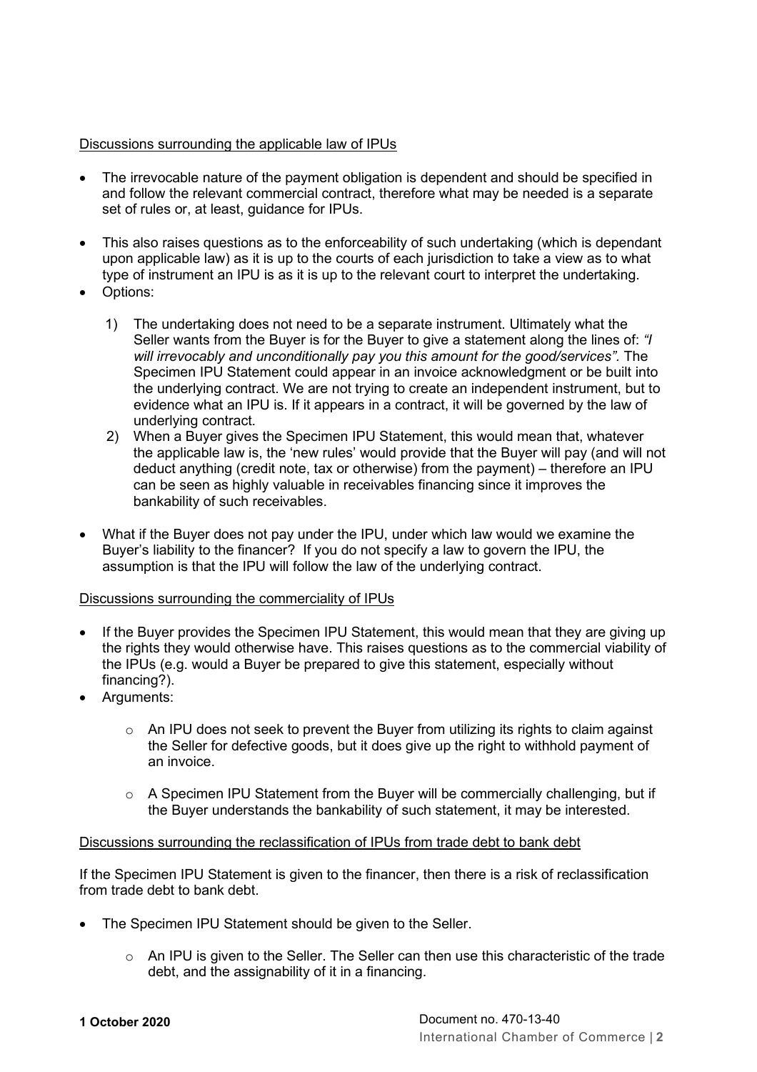Discussions surrounding the applicable law of IPUs

- The irrevocable nature of the payment obligation is dependent and should be specified in and follow the relevant commercial contract, therefore what may be needed is a separate set of rules or, at least, guidance for IPUs.

- This also raises questions as to the enforceability of such undertaking (which is dependant upon applicable law) as it is up to the courts of each jurisdiction to take a view as to what type of instrument an IPU is as it is up to the relevant court to interpret the undertaking.
- Options:

  1) The undertaking does not need to be a separate instrument. Ultimately what the Seller wants from the Buyer is for the Buyer to give a statement along the lines of: *"I will irrevocably and unconditionally pay you this amount for the good/services".* The Specimen IPU Statement could appear in an invoice acknowledgment or be built into the underlying contract. We are not trying to create an independent instrument, but to evidence what an IPU is. If it appears in a contract, it will be governed by the law of underlying contract.
  2) When a Buyer gives the Specimen IPU Statement, this would mean that, whatever the applicable law is, the 'new rules' would provide that the Buyer will pay (and will not deduct anything (credit note, tax or otherwise) from the payment) – therefore an IPU can be seen as highly valuable in receivables financing since it improves the bankability of such receivables.

- What if the Buyer does not pay under the IPU, under which law would we examine the Buyer's liability to the financer? If you do not specify a law to govern the IPU, the assumption is that the IPU will follow the law of the underlying contract.

Discussions surrounding the commerciality of IPUs

- If the Buyer provides the Specimen IPU Statement, this would mean that they are giving up the rights they would otherwise have. This raises questions as to the commercial viability of the IPUs (e.g. would a Buyer be prepared to give this statement, especially without financing?).
- Arguments:

  - An IPU does not seek to prevent the Buyer from utilizing its rights to claim against the Seller for defective goods, but it does give up the right to withhold payment of an invoice.

  - A Specimen IPU Statement from the Buyer will be commercially challenging, but if the Buyer understands the bankability of such statement, it may be interested.

Discussions surrounding the reclassification of IPUs from trade debt to bank debt

If the Specimen IPU Statement is given to the financer, then there is a risk of reclassification from trade debt to bank debt.

- The Specimen IPU Statement should be given to the Seller.

  - An IPU is given to the Seller. The Seller can then use this characteristic of the trade debt, and the assignability of it in a financing.

**1 October 2020** Document no. 470-13-40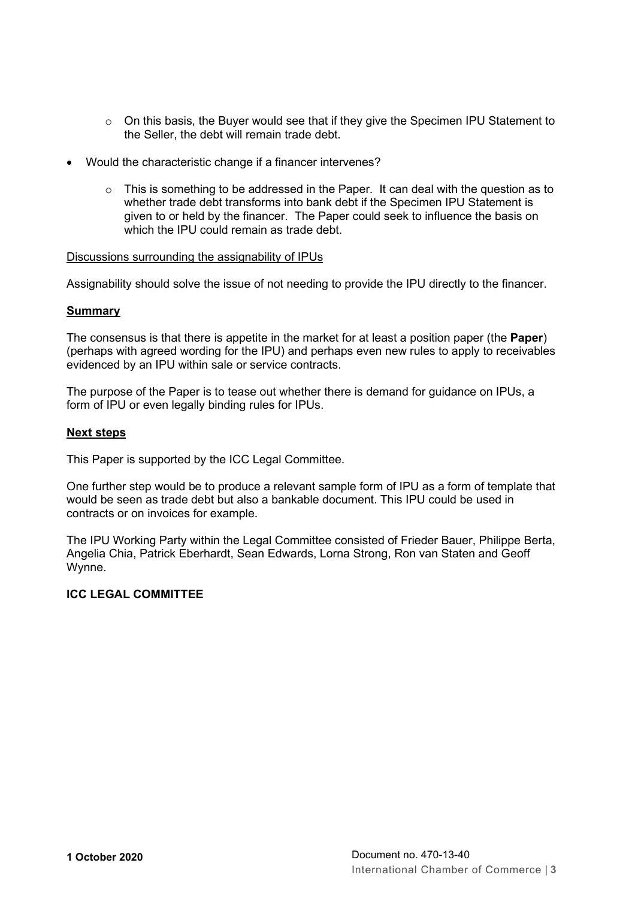- On this basis, the Buyer would see that if they give the Specimen IPU Statement to the Seller, the debt will remain trade debt.

- Would the characteristic change if a financer intervenes?
  - This is something to be addressed in the Paper. It can deal with the question as to whether trade debt transforms into bank debt if the Specimen IPU Statement is given to or held by the financer. The Paper could seek to influence the basis on which the IPU could remain as trade debt.

<u>Discussions surrounding the assignability of IPUs</u>

Assignability should solve the issue of not needing to provide the IPU directly to the financer.

## <u>Summary</u>

The consensus is that there is appetite in the market for at least a position paper (the **Paper**) (perhaps with agreed wording for the IPU) and perhaps even new rules to apply to receivables evidenced by an IPU within sale or service contracts.

The purpose of the Paper is to tease out whether there is demand for guidance on IPUs, a form of IPU or even legally binding rules for IPUs.

## <u>Next steps</u>

This Paper is supported by the ICC Legal Committee.

One further step would be to produce a relevant sample form of IPU as a form of template that would be seen as trade debt but also a bankable document. This IPU could be used in contracts or on invoices for example.

The IPU Working Party within the Legal Committee consisted of Frieder Bauer, Philippe Berta, Angelia Chia, Patrick Eberhardt, Sean Edwards, Lorna Strong, Ron van Staten and Geoff Wynne.

**ICC LEGAL COMMITTEE**

**1 October 2020**

Document no. 470-13-40